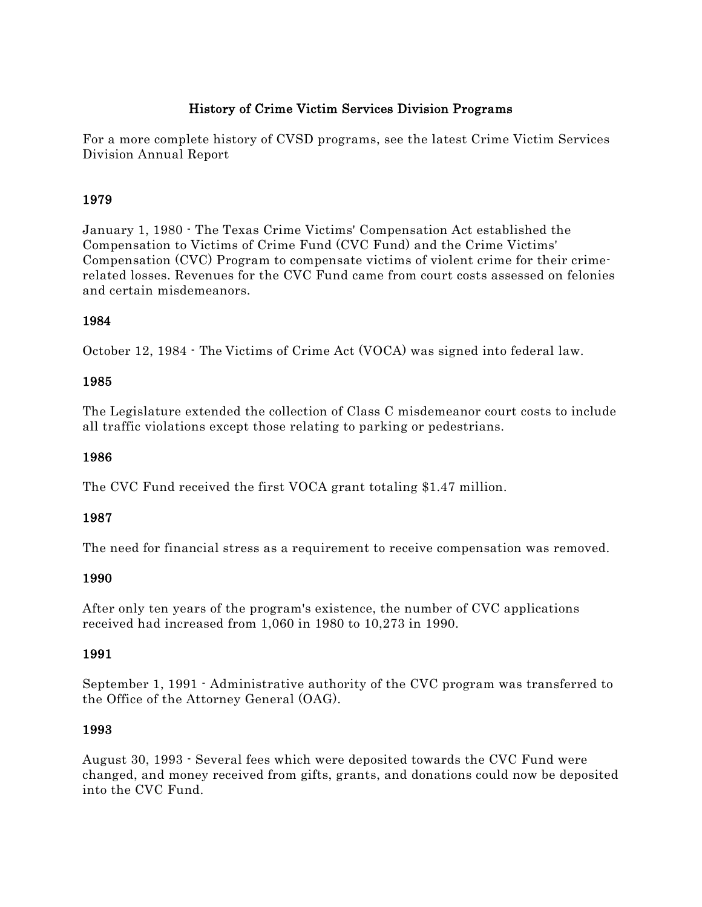# History of Crime Victim Services Division Programs

For a more complete history of CVSD programs, see the latest Crime Victim Services Division Annual Report

### 1979

January 1, 1980 - The Texas Crime Victims' Compensation Act established the Compensation to Victims of Crime Fund (CVC Fund) and the Crime Victims' Compensation (CVC) Program to compensate victims of violent crime for their crime-related losses. Revenues for the CVC Fund came from court costs assessed on felonies and certain misdemeanors.

### 1984

October 12, 1984 - The Victims of Crime Act (VOCA) was signed into federal law.

### 1985

The Legislature extended the collection of Class C misdemeanor court costs to include all traffic violations except those relating to parking or pedestrians.

### 1986

The CVC Fund received the first VOCA grant totaling $1.47 million.

### 1987

The need for financial stress as a requirement to receive compensation was removed.

### 1990

After only ten years of the program's existence, the number of CVC applications received had increased from 1,060 in 1980 to 10,273 in 1990.

### 1991

September 1, 1991 - Administrative authority of the CVC program was transferred to the Office of the Attorney General (OAG).

### 1993

August 30, 1993 - Several fees which were deposited towards the CVC Fund were changed, and money received from gifts, grants, and donations could now be deposited into the CVC Fund.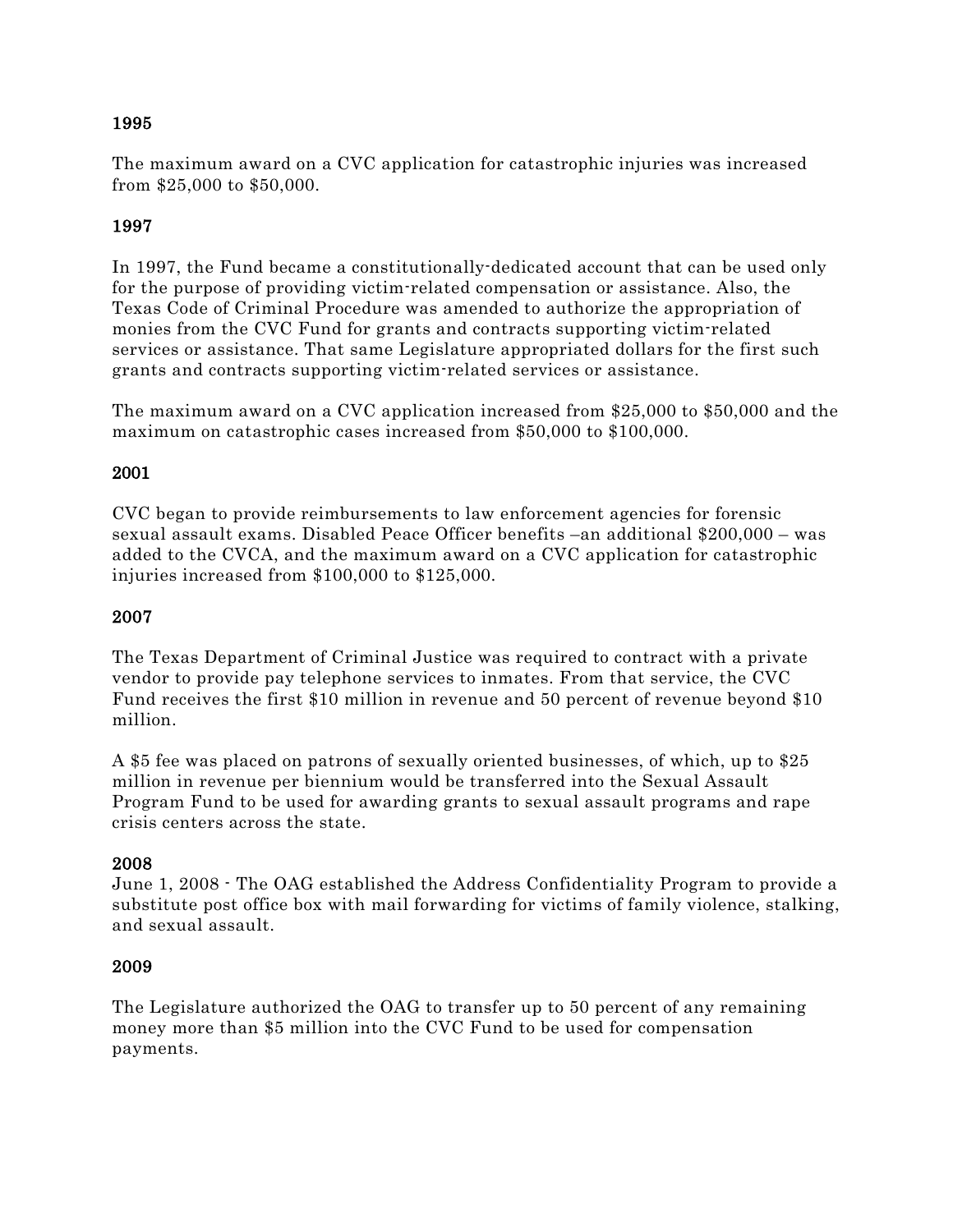### 1995

The maximum award on a CVC application for catastrophic injuries was increased from $25,000 to $50,000.

### 1997

In 1997, the Fund became a constitutionally-dedicated account that can be used only for the purpose of providing victim-related compensation or assistance. Also, the Texas Code of Criminal Procedure was amended to authorize the appropriation of monies from the CVC Fund for grants and contracts supporting victim-related services or assistance. That same Legislature appropriated dollars for the first such grants and contracts supporting victim-related services or assistance.

The maximum award on a CVC application increased from $25,000 to $50,000 and the maximum on catastrophic cases increased from $50,000 to $100,000.

### 2001

CVC began to provide reimbursements to law enforcement agencies for forensic sexual assault exams. Disabled Peace Officer benefits –an additional $200,000 – was added to the CVCA, and the maximum award on a CVC application for catastrophic injuries increased from $100,000 to $125,000.

### 2007

The Texas Department of Criminal Justice was required to contract with a private vendor to provide pay telephone services to inmates. From that service, the CVC Fund receives the first $10 million in revenue and 50 percent of revenue beyond $10 million.

A $5 fee was placed on patrons of sexually oriented businesses, of which, up to $25 million in revenue per biennium would be transferred into the Sexual Assault Program Fund to be used for awarding grants to sexual assault programs and rape crisis centers across the state.

### 2008

June 1, 2008 - The OAG established the Address Confidentiality Program to provide a substitute post office box with mail forwarding for victims of family violence, stalking, and sexual assault.

### 2009

The Legislature authorized the OAG to transfer up to 50 percent of any remaining money more than $5 million into the CVC Fund to be used for compensation payments.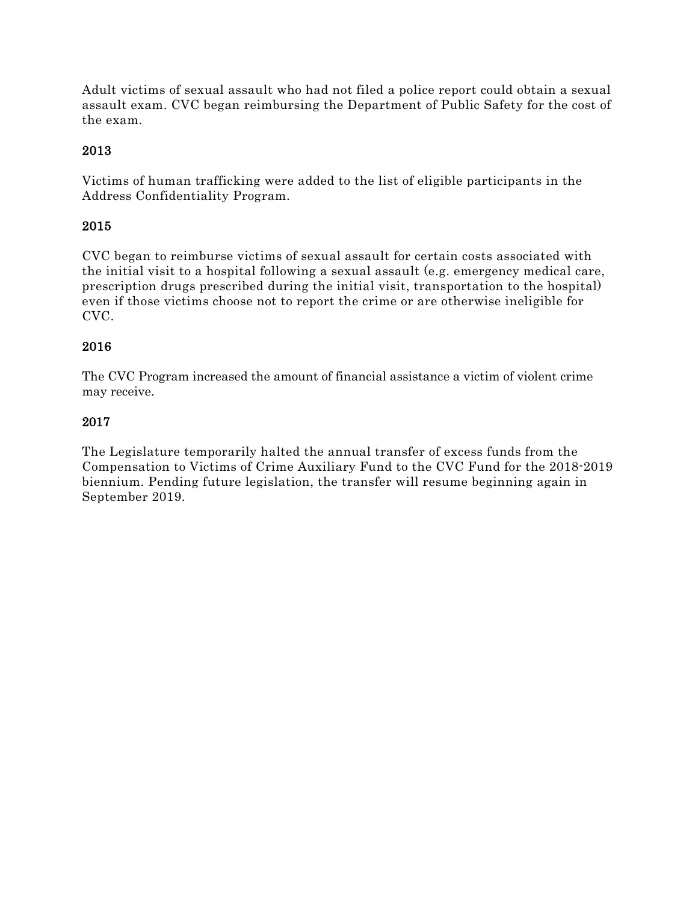Adult victims of sexual assault who had not filed a police report could obtain a sexual assault exam. CVC began reimbursing the Department of Public Safety for the cost of the exam.

### 2013

Victims of human trafficking were added to the list of eligible participants in the Address Confidentiality Program.

### 2015

CVC began to reimburse victims of sexual assault for certain costs associated with the initial visit to a hospital following a sexual assault (e.g. emergency medical care, prescription drugs prescribed during the initial visit, transportation to the hospital) even if those victims choose not to report the crime or are otherwise ineligible for CVC.

### 2016

The CVC Program increased the amount of financial assistance a victim of violent crime may receive.

### 2017

The Legislature temporarily halted the annual transfer of excess funds from the Compensation to Victims of Crime Auxiliary Fund to the CVC Fund for the 2018-2019 biennium. Pending future legislation, the transfer will resume beginning again in September 2019.